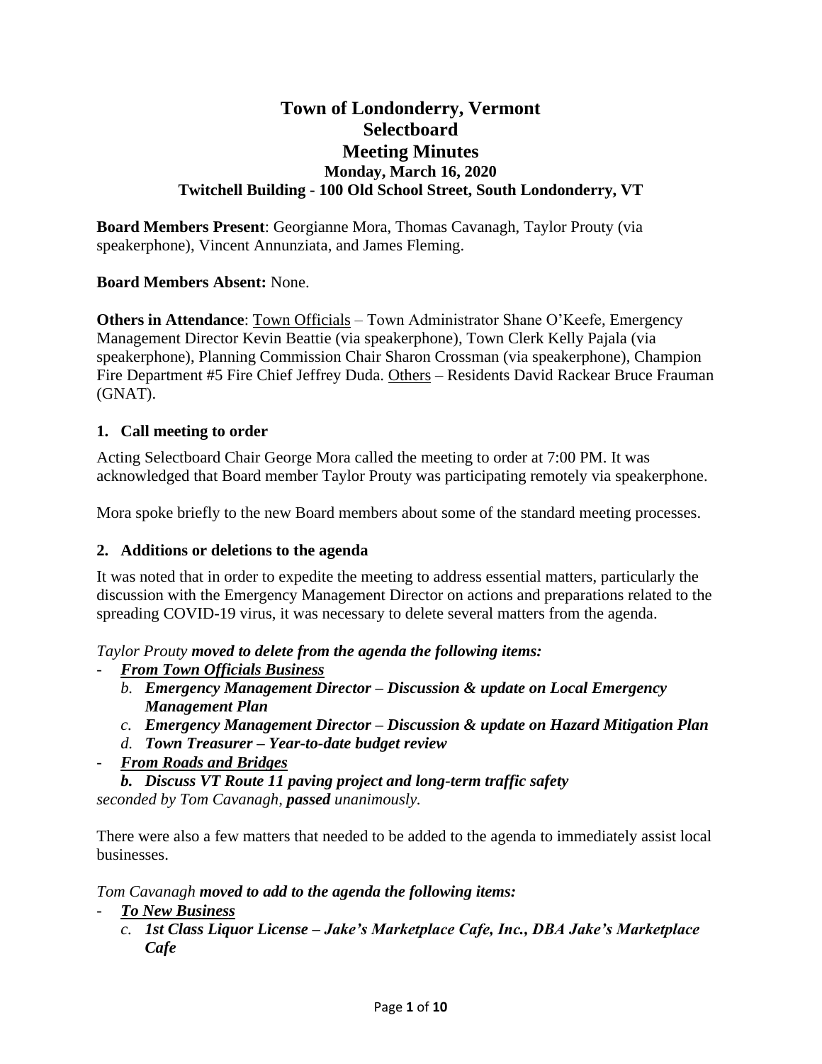# Town of Londonderry, Vermont
# Selectboard
# Meeting Minutes
### Monday, March 16, 2020
### Twitchell Building - 100 Old School Street, South Londonderry, VT

**Board Members Present**: Georgianne Mora, Thomas Cavanagh, Taylor Prouty (via speakerphone), Vincent Annunziata, and James Fleming.

**Board Members Absent:** None.

**Others in Attendance**: Town Officials – Town Administrator Shane O'Keefe, Emergency Management Director Kevin Beattie (via speakerphone), Town Clerk Kelly Pajala (via speakerphone), Planning Commission Chair Sharon Crossman (via speakerphone), Champion Fire Department #5 Fire Chief Jeffrey Duda. Others – Residents David Rackear Bruce Frauman (GNAT).

### 1. Call meeting to order

Acting Selectboard Chair George Mora called the meeting to order at 7:00 PM. It was acknowledged that Board member Taylor Prouty was participating remotely via speakerphone.

Mora spoke briefly to the new Board members about some of the standard meeting processes.

### 2. Additions or deletions to the agenda

It was noted that in order to expedite the meeting to address essential matters, particularly the discussion with the Emergency Management Director on actions and preparations related to the spreading COVID-19 virus, it was necessary to delete several matters from the agenda.

*Taylor Prouty* ***moved to delete from the agenda the following items:***

- ***From Town Officials Business***
    - *b.* ***Emergency Management Director – Discussion & update on Local Emergency Management Plan***
    - *c.* ***Emergency Management Director – Discussion & update on Hazard Mitigation Plan***
    - *d.* ***Town Treasurer – Year-to-date budget review***
- ***From Roads and Bridges***
    - ***b. Discuss VT Route 11 paving project and long-term traffic safety***

*seconded by Tom Cavanagh,* ***passed*** *unanimously.*

There were also a few matters that needed to be added to the agenda to immediately assist local businesses.

*Tom Cavanagh* ***moved to add to the agenda the following items:***

- ***To New Business***
    - *c.* ***1st Class Liquor License – Jake's Marketplace Cafe, Inc., DBA Jake's Marketplace Cafe***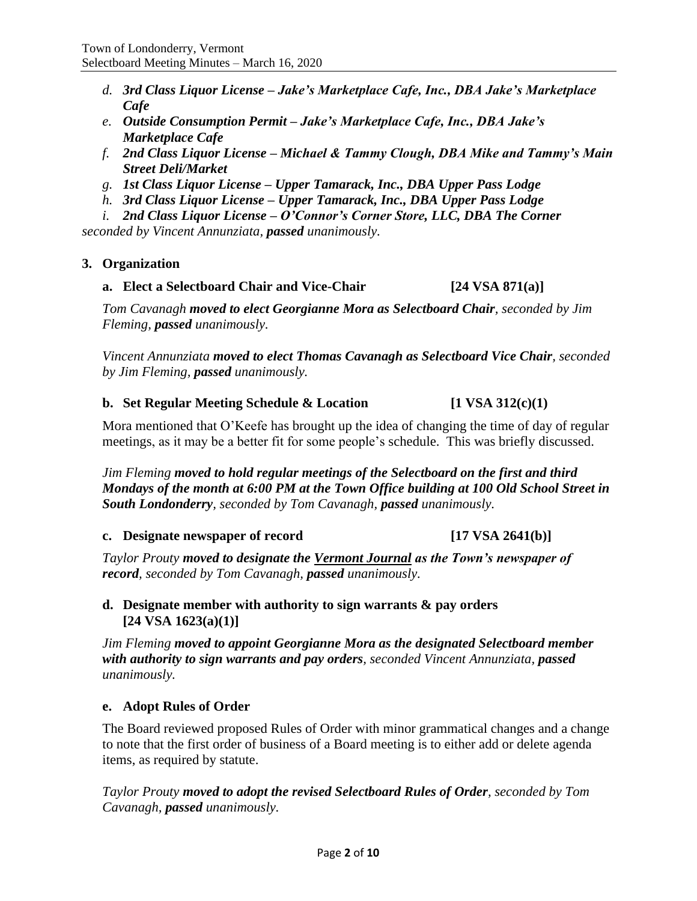*d. **3rd Class Liquor License – Jake's Marketplace Cafe, Inc., DBA Jake's Marketplace Cafe***

*e. **Outside Consumption Permit – Jake's Marketplace Cafe, Inc., DBA Jake's Marketplace Cafe***

*f. **2nd Class Liquor License – Michael & Tammy Clough, DBA Mike and Tammy's Main Street Deli/Market***

*g. **1st Class Liquor License – Upper Tamarack, Inc., DBA Upper Pass Lodge***

*h. **3rd Class Liquor License – Upper Tamarack, Inc., DBA Upper Pass Lodge***

*i. **2nd Class Liquor License – O'Connor's Corner Store, LLC, DBA The Corner***

*seconded by Vincent Annunziata, **passed** unanimously.*

**3. Organization**

**a. Elect a Selectboard Chair and Vice-Chair [24 VSA 871(a)]**

*Tom Cavanagh **moved to elect Georgianne Mora as Selectboard Chair**, seconded by Jim Fleming, **passed** unanimously.*

*Vincent Annunziata **moved to elect Thomas Cavanagh as Selectboard Vice Chair**, seconded by Jim Fleming, **passed** unanimously.*

**b. Set Regular Meeting Schedule & Location [1 VSA 312(c)(1)**

Mora mentioned that O'Keefe has brought up the idea of changing the time of day of regular meetings, as it may be a better fit for some people's schedule. This was briefly discussed.

*Jim Fleming **moved to hold regular meetings of the Selectboard on the first and third Mondays of the month at 6:00 PM at the Town Office building at 100 Old School Street in South Londonderry**, seconded by Tom Cavanagh, **passed** unanimously.*

**c. Designate newspaper of record [17 VSA 2641(b)]**

*Taylor Prouty **moved to designate the <u>Vermont Journal</u> as the Town's newspaper of record**, seconded by Tom Cavanagh, **passed** unanimously.*

**d. Designate member with authority to sign warrants & pay orders [24 VSA 1623(a)(1)]**

*Jim Fleming **moved to appoint Georgianne Mora as the designated Selectboard member with authority to sign warrants and pay orders**, seconded Vincent Annunziata, **passed** unanimously.*

**e. Adopt Rules of Order**

The Board reviewed proposed Rules of Order with minor grammatical changes and a change to note that the first order of business of a Board meeting is to either add or delete agenda items, as required by statute.

*Taylor Prouty **moved to adopt the revised Selectboard Rules of Order**, seconded by Tom Cavanagh, **passed** unanimously.*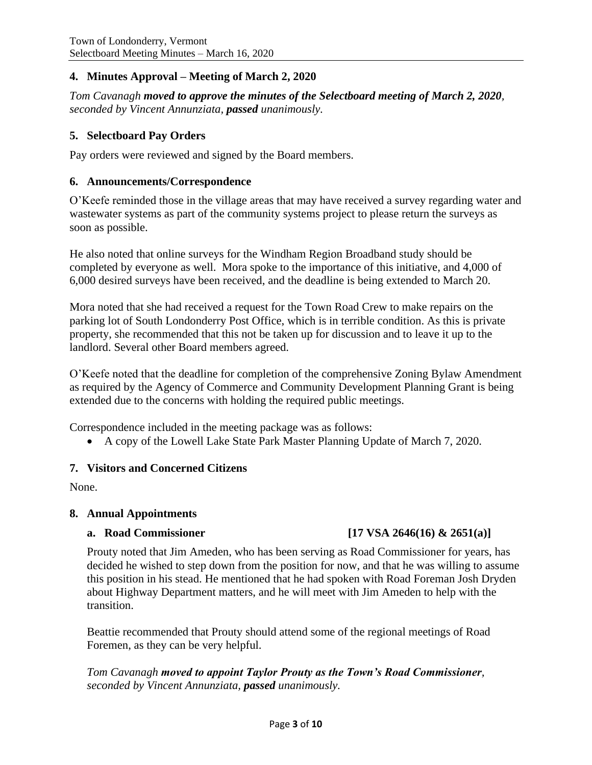## 4. Minutes Approval – Meeting of March 2, 2020

*Tom Cavanagh **moved to approve the minutes of the Selectboard meeting of March 2, 2020**, seconded by Vincent Annunziata, **passed** unanimously.*

## 5. Selectboard Pay Orders

Pay orders were reviewed and signed by the Board members.

## 6. Announcements/Correspondence

O'Keefe reminded those in the village areas that may have received a survey regarding water and wastewater systems as part of the community systems project to please return the surveys as soon as possible.

He also noted that online surveys for the Windham Region Broadband study should be completed by everyone as well. Mora spoke to the importance of this initiative, and 4,000 of 6,000 desired surveys have been received, and the deadline is being extended to March 20.

Mora noted that she had received a request for the Town Road Crew to make repairs on the parking lot of South Londonderry Post Office, which is in terrible condition. As this is private property, she recommended that this not be taken up for discussion and to leave it up to the landlord. Several other Board members agreed.

O'Keefe noted that the deadline for completion of the comprehensive Zoning Bylaw Amendment as required by the Agency of Commerce and Community Development Planning Grant is being extended due to the concerns with holding the required public meetings.

Correspondence included in the meeting package was as follows:

- A copy of the Lowell Lake State Park Master Planning Update of March 7, 2020.

## 7. Visitors and Concerned Citizens

None.

## 8. Annual Appointments

### a. Road Commissioner [17 VSA 2646(16) & 2651(a)]

Prouty noted that Jim Ameden, who has been serving as Road Commissioner for years, has decided he wished to step down from the position for now, and that he was willing to assume this position in his stead. He mentioned that he had spoken with Road Foreman Josh Dryden about Highway Department matters, and he will meet with Jim Ameden to help with the transition.

Beattie recommended that Prouty should attend some of the regional meetings of Road Foremen, as they can be very helpful.

*Tom Cavanagh **moved to appoint Taylor Prouty as the Town's Road Commissioner**, seconded by Vincent Annunziata, **passed** unanimously.*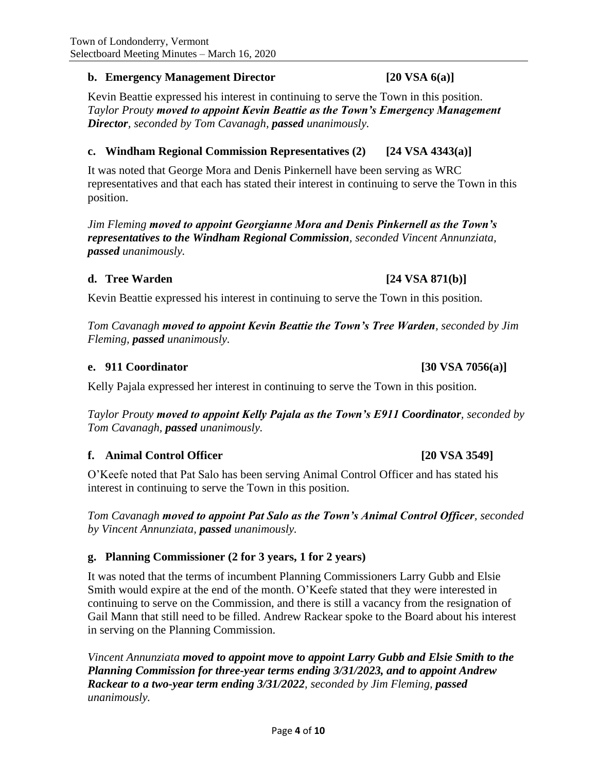### b. Emergency Management Director [20 VSA 6(a)]

Kevin Beattie expressed his interest in continuing to serve the Town in this position. *Taylor Prouty **moved to appoint Kevin Beattie as the Town's Emergency Management Director**, seconded by Tom Cavanagh, **passed** unanimously.*

### c. Windham Regional Commission Representatives (2) [24 VSA 4343(a)]

It was noted that George Mora and Denis Pinkernell have been serving as WRC representatives and that each has stated their interest in continuing to serve the Town in this position.

*Jim Fleming **moved to appoint Georgianne Mora and Denis Pinkernell as the Town's representatives to the Windham Regional Commission**, seconded Vincent Annunziata, **passed** unanimously.*

### d. Tree Warden [24 VSA 871(b)]

Kevin Beattie expressed his interest in continuing to serve the Town in this position.

*Tom Cavanagh **moved to appoint Kevin Beattie the Town's Tree Warden**, seconded by Jim Fleming, **passed** unanimously.*

### e. 911 Coordinator [30 VSA 7056(a)]

Kelly Pajala expressed her interest in continuing to serve the Town in this position.

*Taylor Prouty **moved to appoint Kelly Pajala as the Town's E911 Coordinator**, seconded by Tom Cavanagh, **passed** unanimously.*

### f. Animal Control Officer [20 VSA 3549]

O'Keefe noted that Pat Salo has been serving Animal Control Officer and has stated his interest in continuing to serve the Town in this position.

*Tom Cavanagh **moved to appoint Pat Salo as the Town's Animal Control Officer**, seconded by Vincent Annunziata, **passed** unanimously.*

### g. Planning Commissioner (2 for 3 years, 1 for 2 years)

It was noted that the terms of incumbent Planning Commissioners Larry Gubb and Elsie Smith would expire at the end of the month. O'Keefe stated that they were interested in continuing to serve on the Commission, and there is still a vacancy from the resignation of Gail Mann that still need to be filled. Andrew Rackear spoke to the Board about his interest in serving on the Planning Commission.

*Vincent Annunziata **moved to appoint move to appoint Larry Gubb and Elsie Smith to the Planning Commission for three-year terms ending 3/31/2023, and to appoint Andrew Rackear to a two-year term ending 3/31/2022**, seconded by Jim Fleming, **passed** unanimously.*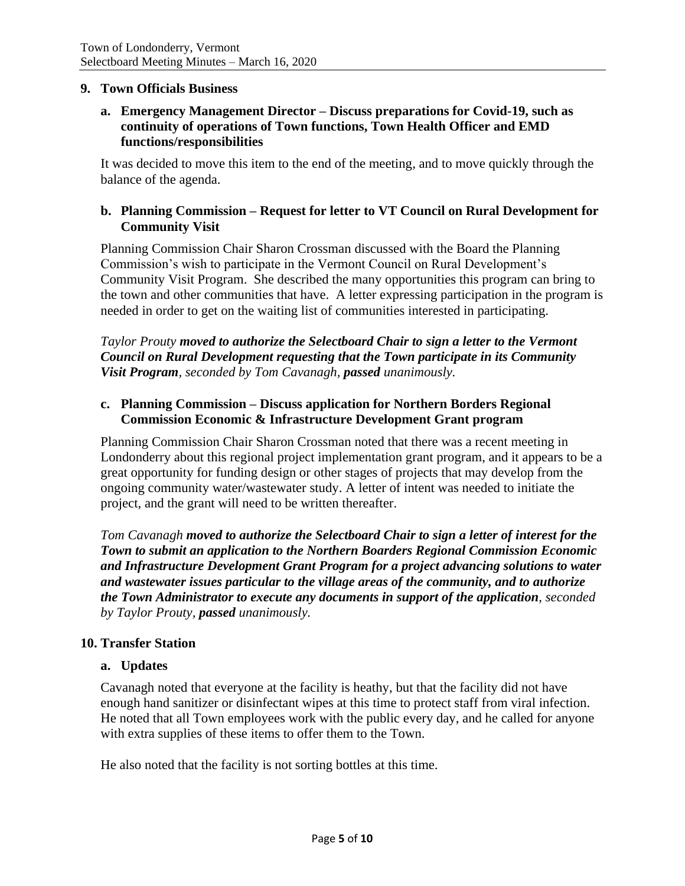## 9. Town Officials Business

### a. Emergency Management Director – Discuss preparations for Covid-19, such as continuity of operations of Town functions, Town Health Officer and EMD functions/responsibilities

It was decided to move this item to the end of the meeting, and to move quickly through the balance of the agenda.

### b. Planning Commission – Request for letter to VT Council on Rural Development for Community Visit

Planning Commission Chair Sharon Crossman discussed with the Board the Planning Commission's wish to participate in the Vermont Council on Rural Development's Community Visit Program. She described the many opportunities this program can bring to the town and other communities that have. A letter expressing participation in the program is needed in order to get on the waiting list of communities interested in participating.

*Taylor Prouty **moved to authorize the Selectboard Chair to sign a letter to the Vermont Council on Rural Development requesting that the Town participate in its Community Visit Program**, seconded by Tom Cavanagh, **passed** unanimously.*

### c. Planning Commission – Discuss application for Northern Borders Regional Commission Economic & Infrastructure Development Grant program

Planning Commission Chair Sharon Crossman noted that there was a recent meeting in Londonderry about this regional project implementation grant program, and it appears to be a great opportunity for funding design or other stages of projects that may develop from the ongoing community water/wastewater study. A letter of intent was needed to initiate the project, and the grant will need to be written thereafter.

*Tom Cavanagh **moved to authorize the Selectboard Chair to sign a letter of interest for the Town to submit an application to the Northern Boarders Regional Commission Economic and Infrastructure Development Grant Program for a project advancing solutions to water and wastewater issues particular to the village areas of the community, and to authorize the Town Administrator to execute any documents in support of the application**, seconded by Taylor Prouty, **passed** unanimously.*

## 10. Transfer Station

### a. Updates

Cavanagh noted that everyone at the facility is heathy, but that the facility did not have enough hand sanitizer or disinfectant wipes at this time to protect staff from viral infection. He noted that all Town employees work with the public every day, and he called for anyone with extra supplies of these items to offer them to the Town.

He also noted that the facility is not sorting bottles at this time.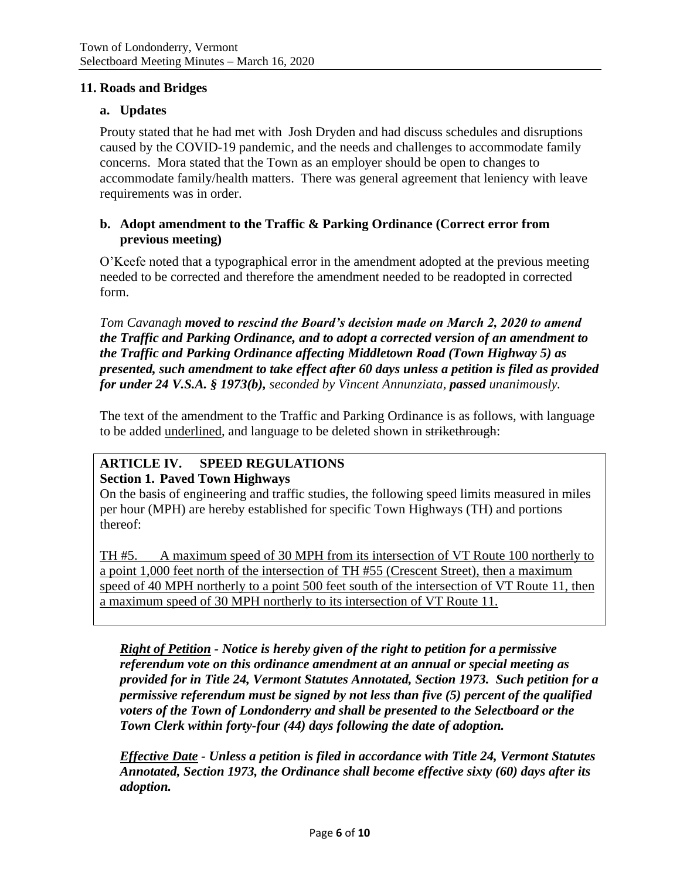## 11. Roads and Bridges

### a. Updates

Prouty stated that he had met with Josh Dryden and had discuss schedules and disruptions caused by the COVID-19 pandemic, and the needs and challenges to accommodate family concerns. Mora stated that the Town as an employer should be open to changes to accommodate family/health matters. There was general agreement that leniency with leave requirements was in order.

### b. Adopt amendment to the Traffic & Parking Ordinance (Correct error from previous meeting)

O'Keefe noted that a typographical error in the amendment adopted at the previous meeting needed to be corrected and therefore the amendment needed to be readopted in corrected form.

*Tom Cavanagh* ***moved to rescind the Board's decision made on March 2, 2020 to amend the Traffic and Parking Ordinance, and to adopt a corrected version of an amendment to the Traffic and Parking Ordinance affecting Middletown Road (Town Highway 5) as presented, such amendment to take effect after 60 days unless a petition is filed as provided for under 24 V.S.A. § 1973(b),*** *seconded by Vincent Annunziata,* ***passed*** *unanimously.*

The text of the amendment to the Traffic and Parking Ordinance is as follows, with language to be added <u>underlined</u>, and language to be deleted shown in ~~strikethrough~~:

> **ARTICLE IV. SPEED REGULATIONS**
> **Section 1. Paved Town Highways**
> On the basis of engineering and traffic studies, the following speed limits measured in miles per hour (MPH) are hereby established for specific Town Highways (TH) and portions thereof:
>
> <u>TH #5. A maximum speed of 30 MPH from its intersection of VT Route 100 northerly to a point 1,000 feet north of the intersection of TH #55 (Crescent Street), then a maximum speed of 40 MPH northerly to a point 500 feet south of the intersection of VT Route 11, then a maximum speed of 30 MPH northerly to its intersection of VT Route 11.</u>

***<u>Right of Petition</u> - Notice is hereby given of the right to petition for a permissive referendum vote on this ordinance amendment at an annual or special meeting as provided for in Title 24, Vermont Statutes Annotated, Section 1973. Such petition for a permissive referendum must be signed by not less than five (5) percent of the qualified voters of the Town of Londonderry and shall be presented to the Selectboard or the Town Clerk within forty-four (44) days following the date of adoption.***

***<u>Effective Date</u> - Unless a petition is filed in accordance with Title 24, Vermont Statutes Annotated, Section 1973, the Ordinance shall become effective sixty (60) days after its adoption.***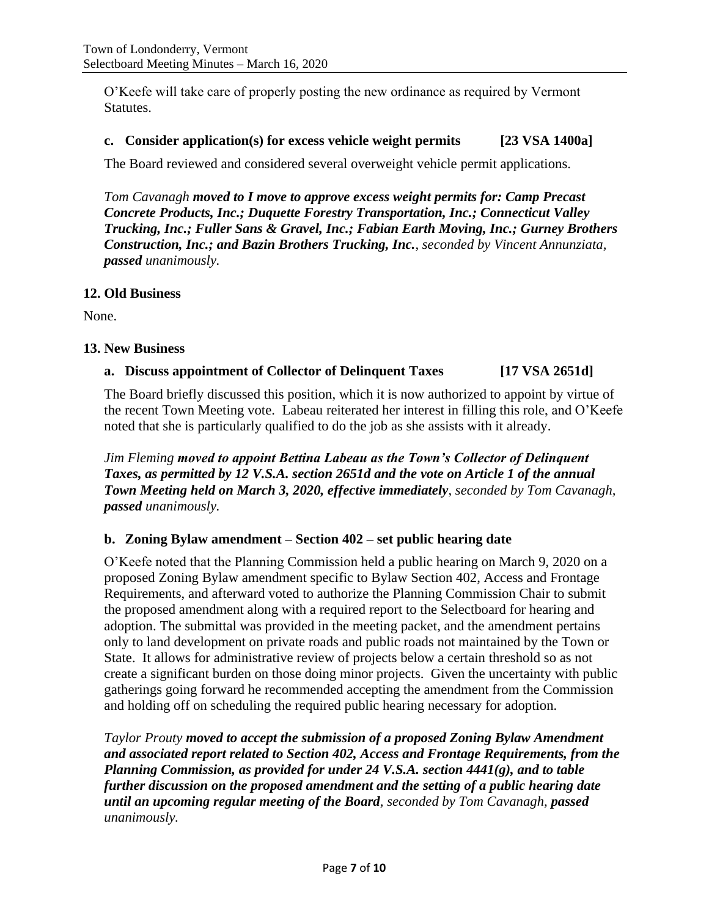O'Keefe will take care of properly posting the new ordinance as required by Vermont Statutes.

### c. Consider application(s) for excess vehicle weight permits [23 VSA 1400a]

The Board reviewed and considered several overweight vehicle permit applications.

*Tom Cavanagh* ***moved to I move to approve excess weight permits for: Camp Precast Concrete Products, Inc.; Duquette Forestry Transportation, Inc.; Connecticut Valley Trucking, Inc.; Fuller Sans & Gravel, Inc.; Fabian Earth Moving, Inc.; Gurney Brothers Construction, Inc.; and Bazin Brothers Trucking, Inc.****, seconded by Vincent Annunziata,* ***passed*** *unanimously.*

## 12. Old Business

None.

## 13. New Business

### a. Discuss appointment of Collector of Delinquent Taxes [17 VSA 2651d]

The Board briefly discussed this position, which it is now authorized to appoint by virtue of the recent Town Meeting vote. Labeau reiterated her interest in filling this role, and O'Keefe noted that she is particularly qualified to do the job as she assists with it already.

*Jim Fleming* ***moved to appoint Bettina Labeau as the Town's Collector of Delinquent Taxes, as permitted by 12 V.S.A. section 2651d and the vote on Article 1 of the annual Town Meeting held on March 3, 2020, effective immediately****, seconded by Tom Cavanagh,* ***passed*** *unanimously.*

### b. Zoning Bylaw amendment – Section 402 – set public hearing date

O'Keefe noted that the Planning Commission held a public hearing on March 9, 2020 on a proposed Zoning Bylaw amendment specific to Bylaw Section 402, Access and Frontage Requirements, and afterward voted to authorize the Planning Commission Chair to submit the proposed amendment along with a required report to the Selectboard for hearing and adoption. The submittal was provided in the meeting packet, and the amendment pertains only to land development on private roads and public roads not maintained by the Town or State. It allows for administrative review of projects below a certain threshold so as not create a significant burden on those doing minor projects. Given the uncertainty with public gatherings going forward he recommended accepting the amendment from the Commission and holding off on scheduling the required public hearing necessary for adoption.

*Taylor Prouty* ***moved to accept the submission of a proposed Zoning Bylaw Amendment and associated report related to Section 402, Access and Frontage Requirements, from the Planning Commission, as provided for under 24 V.S.A. section 4441(g), and to table further discussion on the proposed amendment and the setting of a public hearing date until an upcoming regular meeting of the Board****, seconded by Tom Cavanagh,* ***passed*** *unanimously.*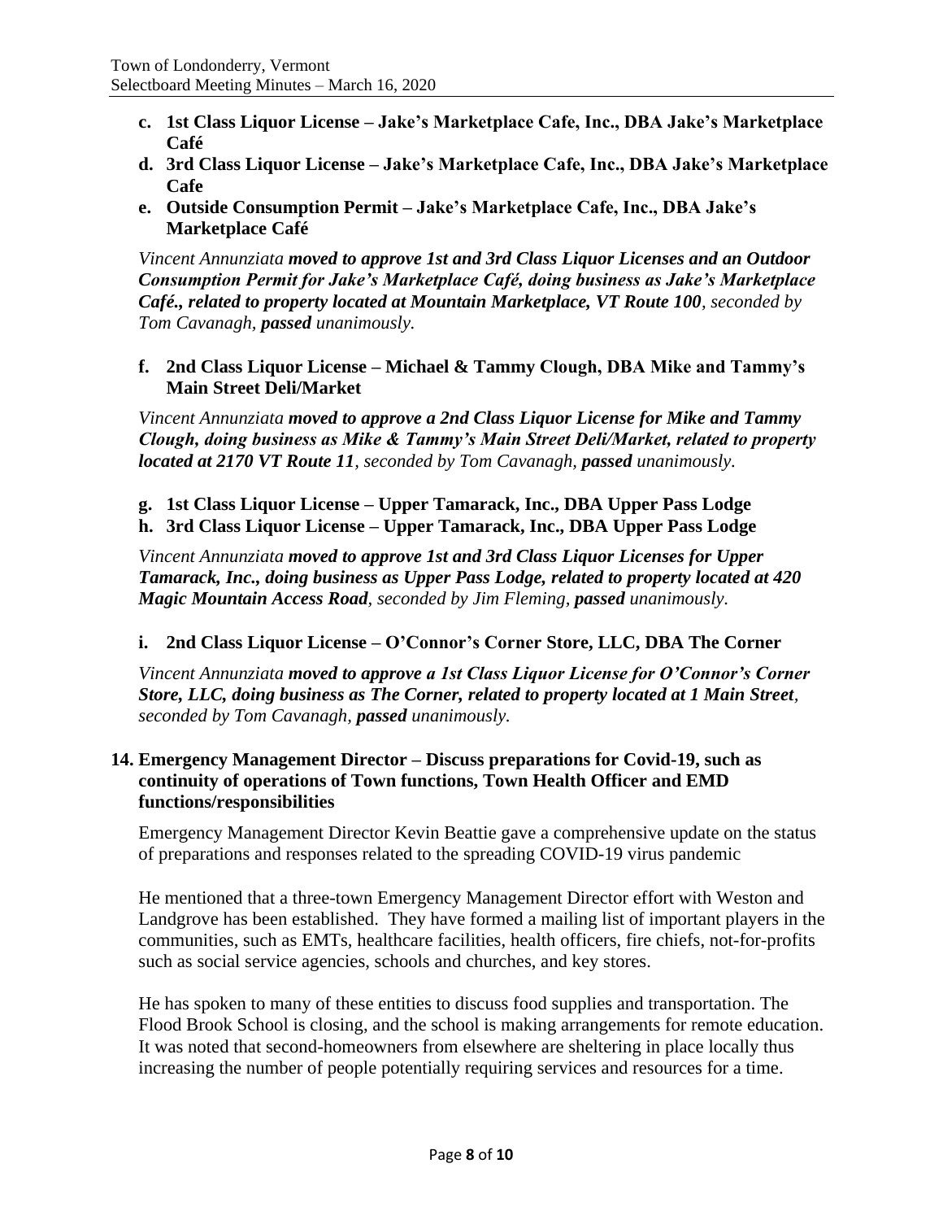**c. 1st Class Liquor License – Jake's Marketplace Cafe, Inc., DBA Jake's Marketplace Café**

**d. 3rd Class Liquor License – Jake's Marketplace Cafe, Inc., DBA Jake's Marketplace Cafe**

**e. Outside Consumption Permit – Jake's Marketplace Cafe, Inc., DBA Jake's Marketplace Café**

*Vincent Annunziata* ***moved to approve 1st and 3rd Class Liquor Licenses and an Outdoor Consumption Permit for Jake's Marketplace Café, doing business as Jake's Marketplace Café., related to property located at Mountain Marketplace, VT Route 100****, seconded by Tom Cavanagh,* ***passed*** *unanimously.*

**f. 2nd Class Liquor License – Michael & Tammy Clough, DBA Mike and Tammy's Main Street Deli/Market**

*Vincent Annunziata* ***moved to approve a 2nd Class Liquor License for Mike and Tammy Clough, doing business as Mike & Tammy's Main Street Deli/Market, related to property located at 2170 VT Route 11****, seconded by Tom Cavanagh,* ***passed*** *unanimously.*

**g. 1st Class Liquor License – Upper Tamarack, Inc., DBA Upper Pass Lodge**

**h. 3rd Class Liquor License – Upper Tamarack, Inc., DBA Upper Pass Lodge**

*Vincent Annunziata* ***moved to approve 1st and 3rd Class Liquor Licenses for Upper Tamarack, Inc., doing business as Upper Pass Lodge, related to property located at 420 Magic Mountain Access Road****, seconded by Jim Fleming,* ***passed*** *unanimously.*

**i. 2nd Class Liquor License – O'Connor's Corner Store, LLC, DBA The Corner**

*Vincent Annunziata* ***moved to approve a 1st Class Liquor License for O'Connor's Corner Store, LLC, doing business as The Corner, related to property located at 1 Main Street****, seconded by Tom Cavanagh,* ***passed*** *unanimously.*

## 14. Emergency Management Director – Discuss preparations for Covid-19, such as continuity of operations of Town functions, Town Health Officer and EMD functions/responsibilities

Emergency Management Director Kevin Beattie gave a comprehensive update on the status of preparations and responses related to the spreading COVID-19 virus pandemic

He mentioned that a three-town Emergency Management Director effort with Weston and Landgrove has been established. They have formed a mailing list of important players in the communities, such as EMTs, healthcare facilities, health officers, fire chiefs, not-for-profits such as social service agencies, schools and churches, and key stores.

He has spoken to many of these entities to discuss food supplies and transportation. The Flood Brook School is closing, and the school is making arrangements for remote education. It was noted that second-homeowners from elsewhere are sheltering in place locally thus increasing the number of people potentially requiring services and resources for a time.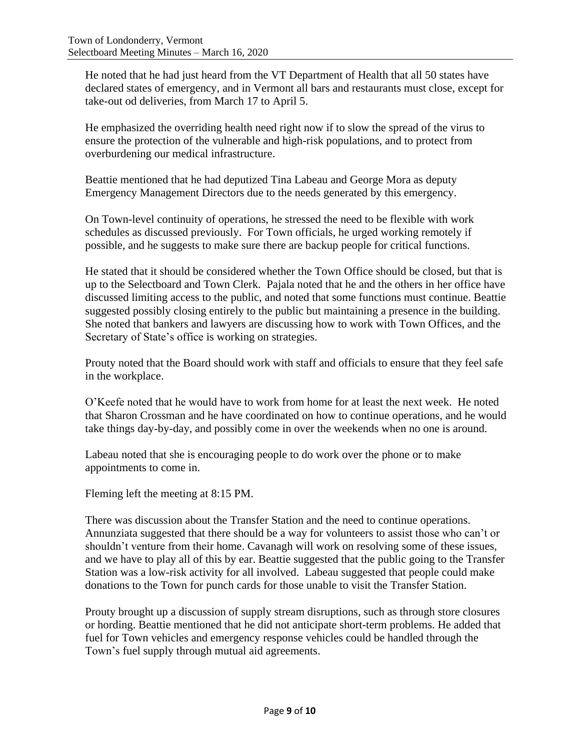He noted that he had just heard from the VT Department of Health that all 50 states have declared states of emergency, and in Vermont all bars and restaurants must close, except for take-out od deliveries, from March 17 to April 5.

He emphasized the overriding health need right now if to slow the spread of the virus to ensure the protection of the vulnerable and high-risk populations, and to protect from overburdening our medical infrastructure.

Beattie mentioned that he had deputized Tina Labeau and George Mora as deputy Emergency Management Directors due to the needs generated by this emergency.

On Town-level continuity of operations, he stressed the need to be flexible with work schedules as discussed previously. For Town officials, he urged working remotely if possible, and he suggests to make sure there are backup people for critical functions.

He stated that it should be considered whether the Town Office should be closed, but that is up to the Selectboard and Town Clerk. Pajala noted that he and the others in her office have discussed limiting access to the public, and noted that some functions must continue. Beattie suggested possibly closing entirely to the public but maintaining a presence in the building. She noted that bankers and lawyers are discussing how to work with Town Offices, and the Secretary of State's office is working on strategies.

Prouty noted that the Board should work with staff and officials to ensure that they feel safe in the workplace.

O'Keefe noted that he would have to work from home for at least the next week. He noted that Sharon Crossman and he have coordinated on how to continue operations, and he would take things day-by-day, and possibly come in over the weekends when no one is around.

Labeau noted that she is encouraging people to do work over the phone or to make appointments to come in.

Fleming left the meeting at 8:15 PM.

There was discussion about the Transfer Station and the need to continue operations. Annunziata suggested that there should be a way for volunteers to assist those who can't or shouldn't venture from their home. Cavanagh will work on resolving some of these issues, and we have to play all of this by ear. Beattie suggested that the public going to the Transfer Station was a low-risk activity for all involved. Labeau suggested that people could make donations to the Town for punch cards for those unable to visit the Transfer Station.

Prouty brought up a discussion of supply stream disruptions, such as through store closures or hording. Beattie mentioned that he did not anticipate short-term problems. He added that fuel for Town vehicles and emergency response vehicles could be handled through the Town's fuel supply through mutual aid agreements.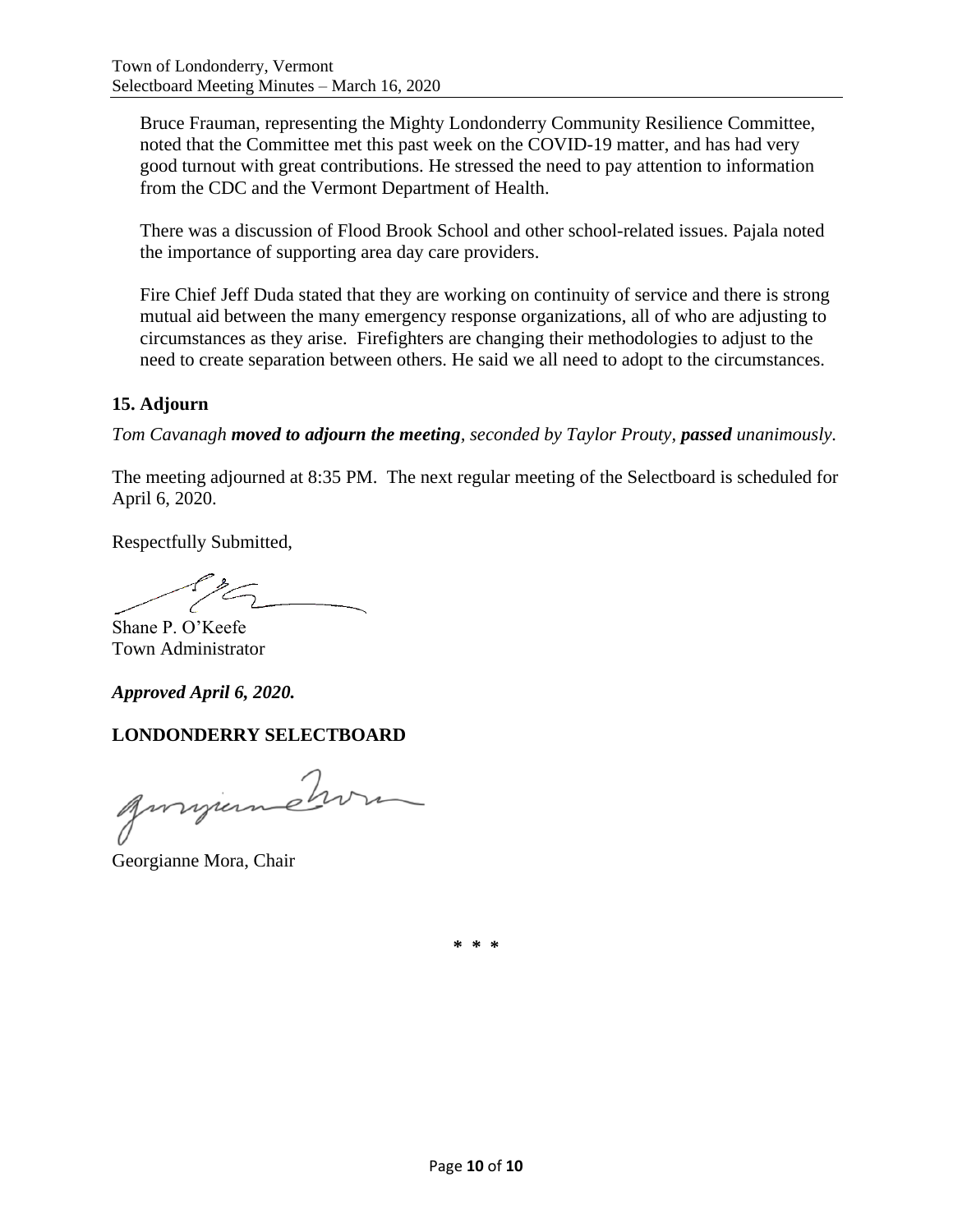Bruce Frauman, representing the Mighty Londonderry Community Resilience Committee, noted that the Committee met this past week on the COVID-19 matter, and has had very good turnout with great contributions. He stressed the need to pay attention to information from the CDC and the Vermont Department of Health.

There was a discussion of Flood Brook School and other school-related issues. Pajala noted the importance of supporting area day care providers.

Fire Chief Jeff Duda stated that they are working on continuity of service and there is strong mutual aid between the many emergency response organizations, all of who are adjusting to circumstances as they arise. Firefighters are changing their methodologies to adjust to the need to create separation between others. He said we all need to adopt to the circumstances.

## 15. Adjourn

*Tom Cavanagh* ***moved to adjourn the meeting****, seconded by Taylor Prouty,* ***passed*** *unanimously.*

The meeting adjourned at 8:35 PM. The next regular meeting of the Selectboard is scheduled for April 6, 2020.

Respectfully Submitted,

Shane P. O'Keefe
Town Administrator

***Approved April 6, 2020.***

**LONDONDERRY SELECTBOARD**

Georgianne Mora, Chair

\* \* \*